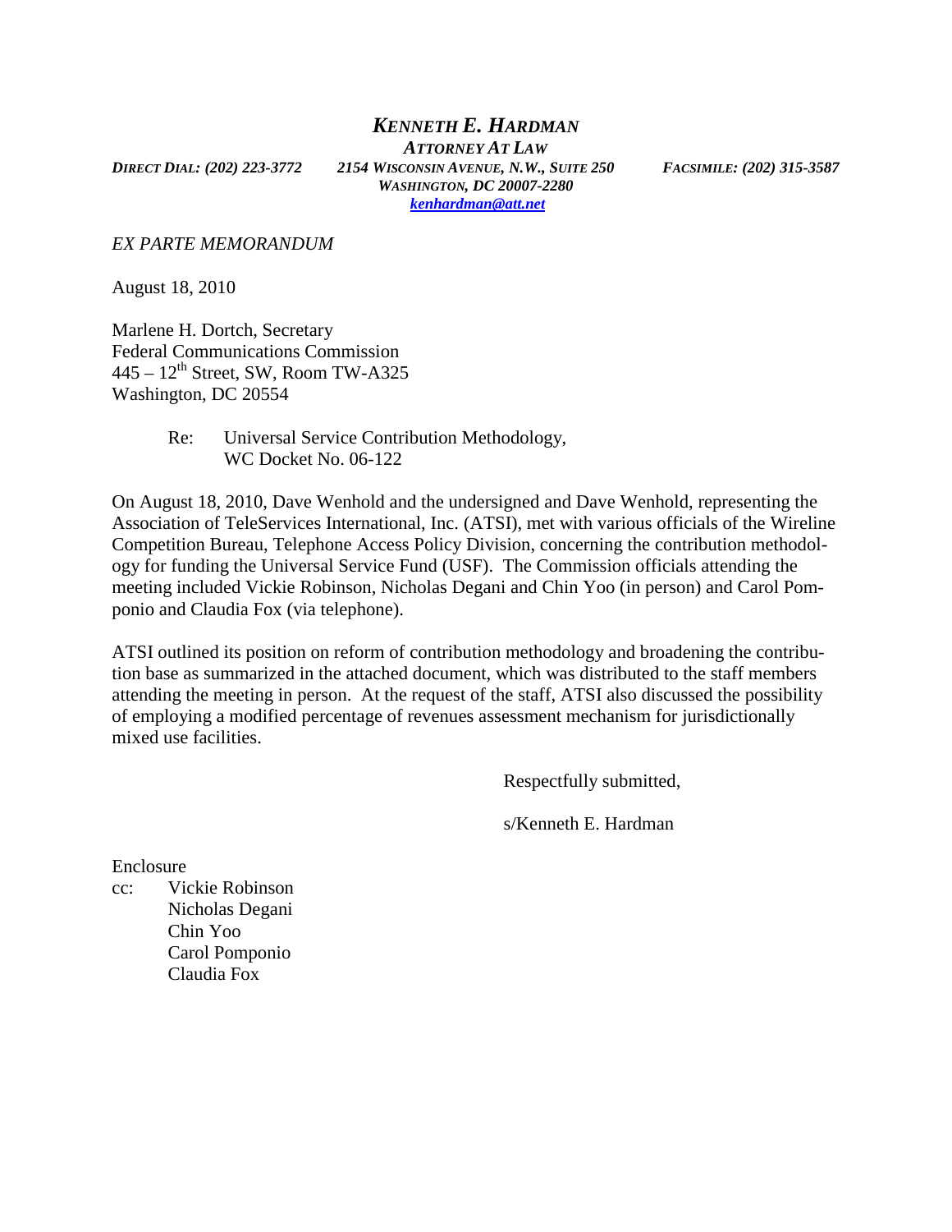# *KENNETH E. HARDMAN*

***ATTORNEY AT LAW***

***DIRECT DIAL: (202) 223-3772*** ***2154 WISCONSIN AVENUE, N.W., SUITE 250*** ***FACSIMILE: (202) 315-3587***

***WASHINGTON, DC 20007-2280***

***kenhardman@att.net***

*EX PARTE MEMORANDUM*

August 18, 2010

Marlene H. Dortch, Secretary
Federal Communications Commission
445 – 12th Street, SW, Room TW-A325
Washington, DC 20554

Re: Universal Service Contribution Methodology, WC Docket No. 06-122

On August 18, 2010, Dave Wenhold and the undersigned and Dave Wenhold, representing the Association of TeleServices International, Inc. (ATSI), met with various officials of the Wireline Competition Bureau, Telephone Access Policy Division, concerning the contribution methodology for funding the Universal Service Fund (USF). The Commission officials attending the meeting included Vickie Robinson, Nicholas Degani and Chin Yoo (in person) and Carol Pomponio and Claudia Fox (via telephone).

ATSI outlined its position on reform of contribution methodology and broadening the contribution base as summarized in the attached document, which was distributed to the staff members attending the meeting in person. At the request of the staff, ATSI also discussed the possibility of employing a modified percentage of revenues assessment mechanism for jurisdictionally mixed use facilities.

Respectfully submitted,

s/Kenneth E. Hardman

Enclosure

cc: Vickie Robinson
Nicholas Degani
Chin Yoo
Carol Pomponio
Claudia Fox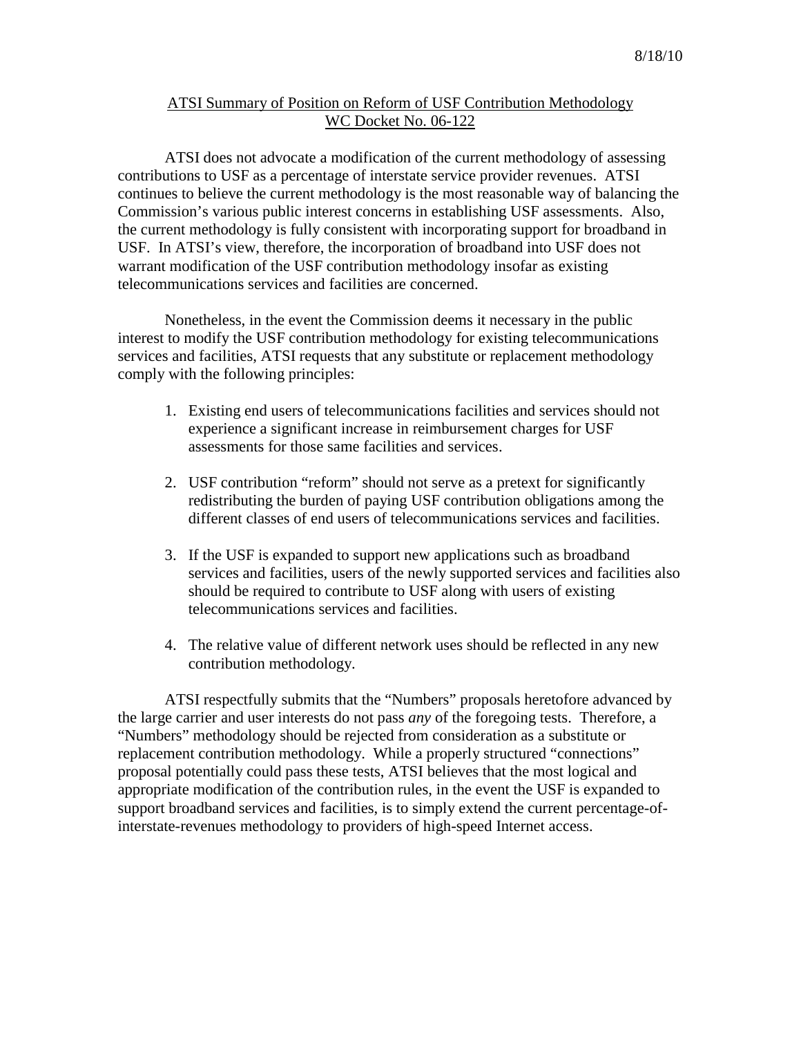8/18/10

ATSI Summary of Position on Reform of USF Contribution Methodology
WC Docket No. 06-122

ATSI does not advocate a modification of the current methodology of assessing contributions to USF as a percentage of interstate service provider revenues. ATSI continues to believe the current methodology is the most reasonable way of balancing the Commission's various public interest concerns in establishing USF assessments. Also, the current methodology is fully consistent with incorporating support for broadband in USF. In ATSI's view, therefore, the incorporation of broadband into USF does not warrant modification of the USF contribution methodology insofar as existing telecommunications services and facilities are concerned.

Nonetheless, in the event the Commission deems it necessary in the public interest to modify the USF contribution methodology for existing telecommunications services and facilities, ATSI requests that any substitute or replacement methodology comply with the following principles:

1. Existing end users of telecommunications facilities and services should not experience a significant increase in reimbursement charges for USF assessments for those same facilities and services.
2. USF contribution "reform" should not serve as a pretext for significantly redistributing the burden of paying USF contribution obligations among the different classes of end users of telecommunications services and facilities.
3. If the USF is expanded to support new applications such as broadband services and facilities, users of the newly supported services and facilities also should be required to contribute to USF along with users of existing telecommunications services and facilities.
4. The relative value of different network uses should be reflected in any new contribution methodology.

ATSI respectfully submits that the "Numbers" proposals heretofore advanced by the large carrier and user interests do not pass *any* of the foregoing tests. Therefore, a "Numbers" methodology should be rejected from consideration as a substitute or replacement contribution methodology. While a properly structured "connections" proposal potentially could pass these tests, ATSI believes that the most logical and appropriate modification of the contribution rules, in the event the USF is expanded to support broadband services and facilities, is to simply extend the current percentage-of-interstate-revenues methodology to providers of high-speed Internet access.